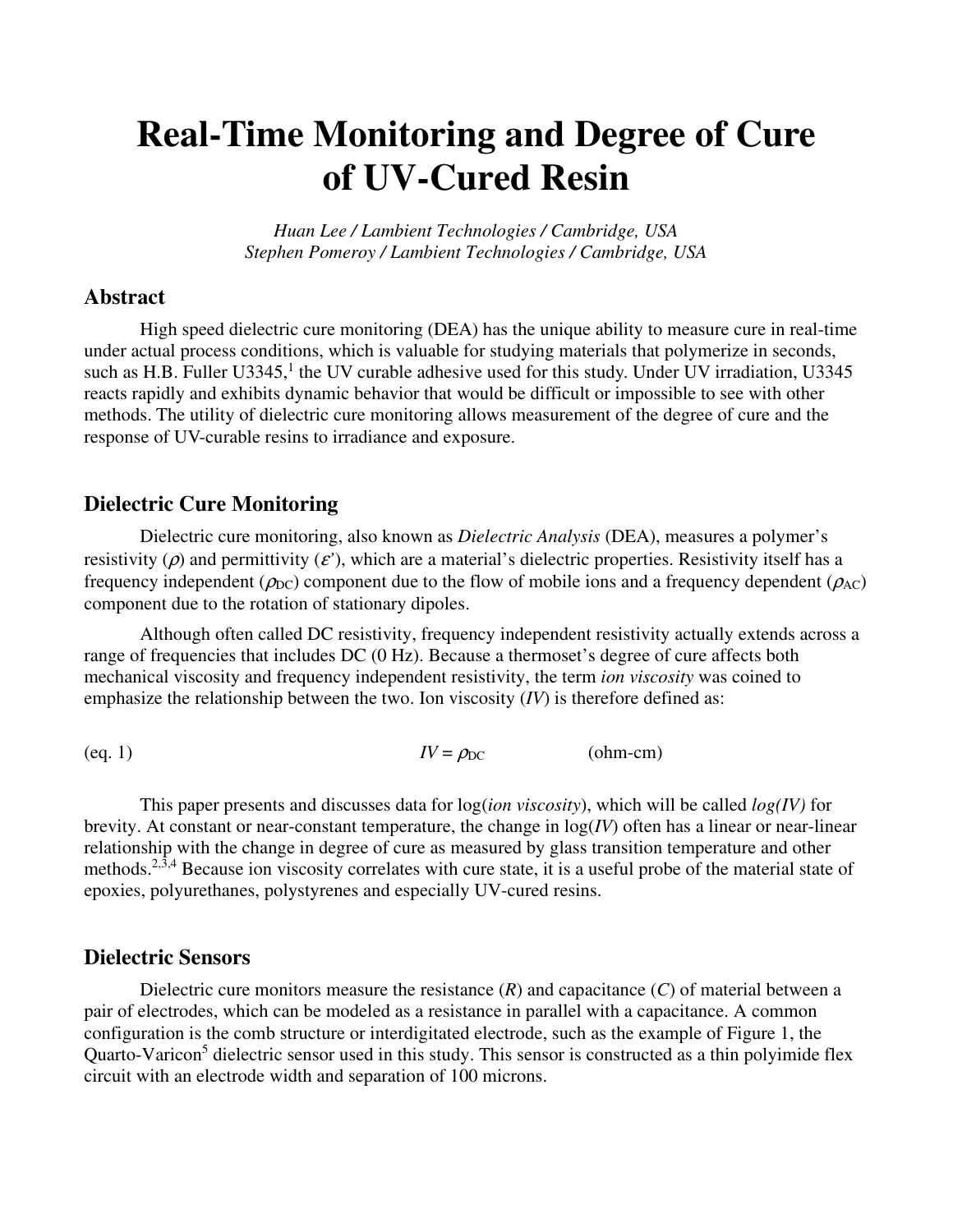# Real-Time Monitoring and Degree of Cure of UV-Cured Resin

*Huan Lee / Lambient Technologies / Cambridge, USA*
*Stephen Pomeroy / Lambient Technologies / Cambridge, USA*

## Abstract

High speed dielectric cure monitoring (DEA) has the unique ability to measure cure in real-time under actual process conditions, which is valuable for studying materials that polymerize in seconds, such as H.B. Fuller U3345,[1] the UV curable adhesive used for this study. Under UV irradiation, U3345 reacts rapidly and exhibits dynamic behavior that would be difficult or impossible to see with other methods. The utility of dielectric cure monitoring allows measurement of the degree of cure and the response of UV-curable resins to irradiance and exposure.

## Dielectric Cure Monitoring

Dielectric cure monitoring, also known as *Dielectric Analysis* (DEA), measures a polymer's resistivity ($\rho$) and permittivity ($\varepsilon'$), which are a material's dielectric properties. Resistivity itself has a frequency independent ($\rho_{DC}$) component due to the flow of mobile ions and a frequency dependent ($\rho_{AC}$) component due to the rotation of stationary dipoles.

Although often called DC resistivity, frequency independent resistivity actually extends across a range of frequencies that includes DC (0 Hz). Because a thermoset's degree of cure affects both mechanical viscosity and frequency independent resistivity, the term *ion viscosity* was coined to emphasize the relationship between the two. Ion viscosity (*IV*) is therefore defined as:

$$IV = \rho_{DC} \qquad \text{(ohm-cm)} \qquad \text{(eq. 1)}$$

This paper presents and discusses data for log(*ion viscosity*), which will be called *log(IV)* for brevity. At constant or near-constant temperature, the change in log(*IV*) often has a linear or near-linear relationship with the change in degree of cure as measured by glass transition temperature and other methods.[2,3,4] Because ion viscosity correlates with cure state, it is a useful probe of the material state of epoxies, polyurethanes, polystyrenes and especially UV-cured resins.

## Dielectric Sensors

Dielectric cure monitors measure the resistance ($R$) and capacitance ($C$) of material between a pair of electrodes, which can be modeled as a resistance in parallel with a capacitance. A common configuration is the comb structure or interdigitated electrode, such as the example of Figure 1, the Quarto-Varicon[5] dielectric sensor used in this study. This sensor is constructed as a thin polyimide flex circuit with an electrode width and separation of 100 microns.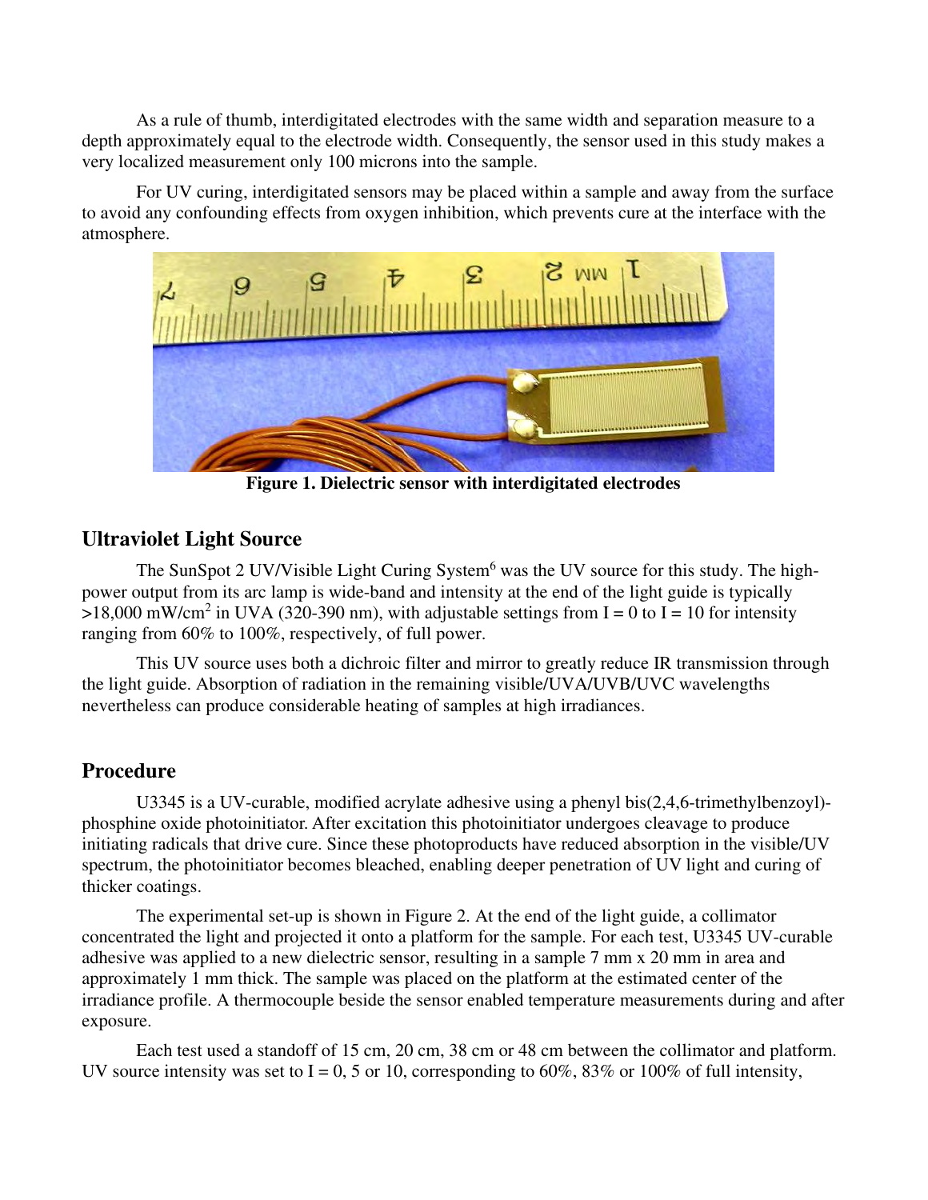As a rule of thumb, interdigitated electrodes with the same width and separation measure to a depth approximately equal to the electrode width. Consequently, the sensor used in this study makes a very localized measurement only 100 microns into the sample.

For UV curing, interdigitated sensors may be placed within a sample and away from the surface to avoid any confounding effects from oxygen inhibition, which prevents cure at the interface with the atmosphere.

**Figure 1. Dielectric sensor with interdigitated electrodes**

## Ultraviolet Light Source

The SunSpot 2 UV/Visible Light Curing System[6] was the UV source for this study. The high-power output from its arc lamp is wide-band and intensity at the end of the light guide is typically >18,000 mW/cm$^2$ in UVA (320-390 nm), with adjustable settings from I = 0 to I = 10 for intensity ranging from 60% to 100%, respectively, of full power.

This UV source uses both a dichroic filter and mirror to greatly reduce IR transmission through the light guide. Absorption of radiation in the remaining visible/UVA/UVB/UVC wavelengths nevertheless can produce considerable heating of samples at high irradiances.

## Procedure

U3345 is a UV-curable, modified acrylate adhesive using a phenyl bis(2,4,6-trimethylbenzoyl)-phosphine oxide photoinitiator. After excitation this photoinitiator undergoes cleavage to produce initiating radicals that drive cure. Since these photoproducts have reduced absorption in the visible/UV spectrum, the photoinitiator becomes bleached, enabling deeper penetration of UV light and curing of thicker coatings.

The experimental set-up is shown in Figure 2. At the end of the light guide, a collimator concentrated the light and projected it onto a platform for the sample. For each test, U3345 UV-curable adhesive was applied to a new dielectric sensor, resulting in a sample 7 mm x 20 mm in area and approximately 1 mm thick. The sample was placed on the platform at the estimated center of the irradiance profile. A thermocouple beside the sensor enabled temperature measurements during and after exposure.

Each test used a standoff of 15 cm, 20 cm, 38 cm or 48 cm between the collimator and platform. UV source intensity was set to I = 0, 5 or 10, corresponding to 60%, 83% or 100% of full intensity,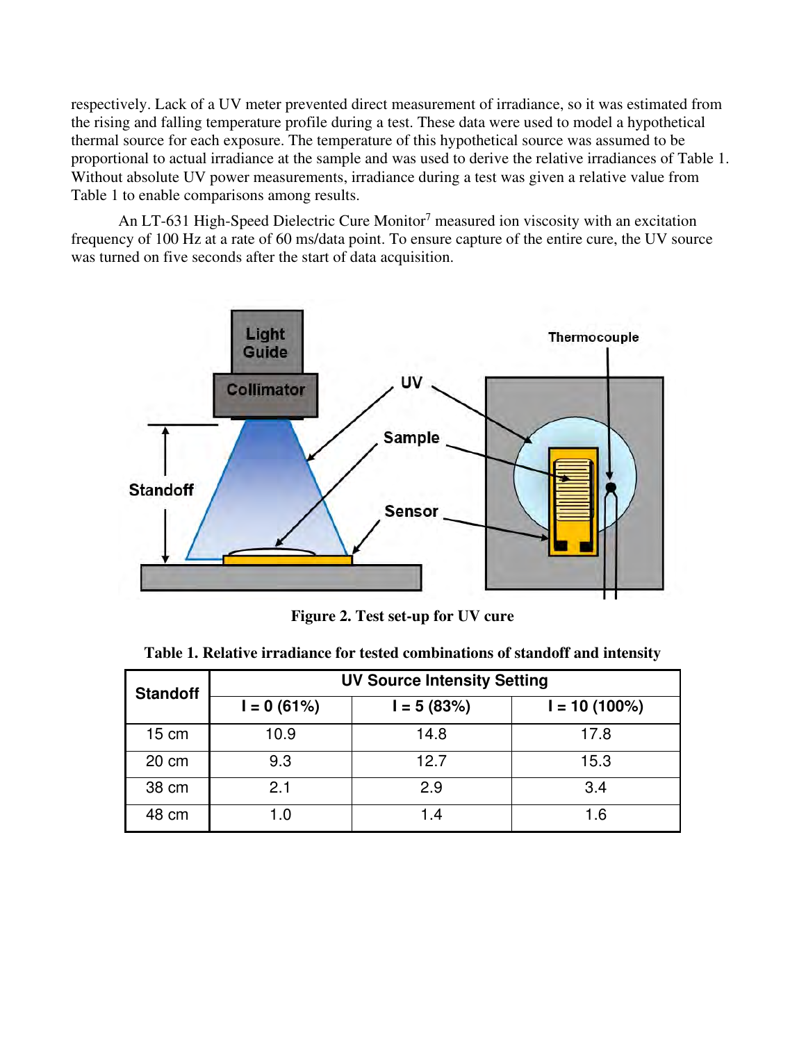respectively. Lack of a UV meter prevented direct measurement of irradiance, so it was estimated from the rising and falling temperature profile during a test. These data were used to model a hypothetical thermal source for each exposure. The temperature of this hypothetical source was assumed to be proportional to actual irradiance at the sample and was used to derive the relative irradiances of Table 1. Without absolute UV power measurements, irradiance during a test was given a relative value from Table 1 to enable comparisons among results.

An LT-631 High-Speed Dielectric Cure Monitor[7] measured ion viscosity with an excitation frequency of 100 Hz at a rate of 60 ms/data point. To ensure capture of the entire cure, the UV source was turned on five seconds after the start of data acquisition.

**Figure 2. Test set-up for UV cure**

**Table 1. Relative irradiance for tested combinations of standoff and intensity**

| Standoff | UV Source Intensity Setting | | |
|---|---|---|---|
| | I = 0 (61%) | I = 5 (83%) | I = 10 (100%) |
| 15 cm | 10.9 | 14.8 | 17.8 |
| 20 cm | 9.3 | 12.7 | 15.3 |
| 38 cm | 2.1 | 2.9 | 3.4 |
| 48 cm | 1.0 | 1.4 | 1.6 |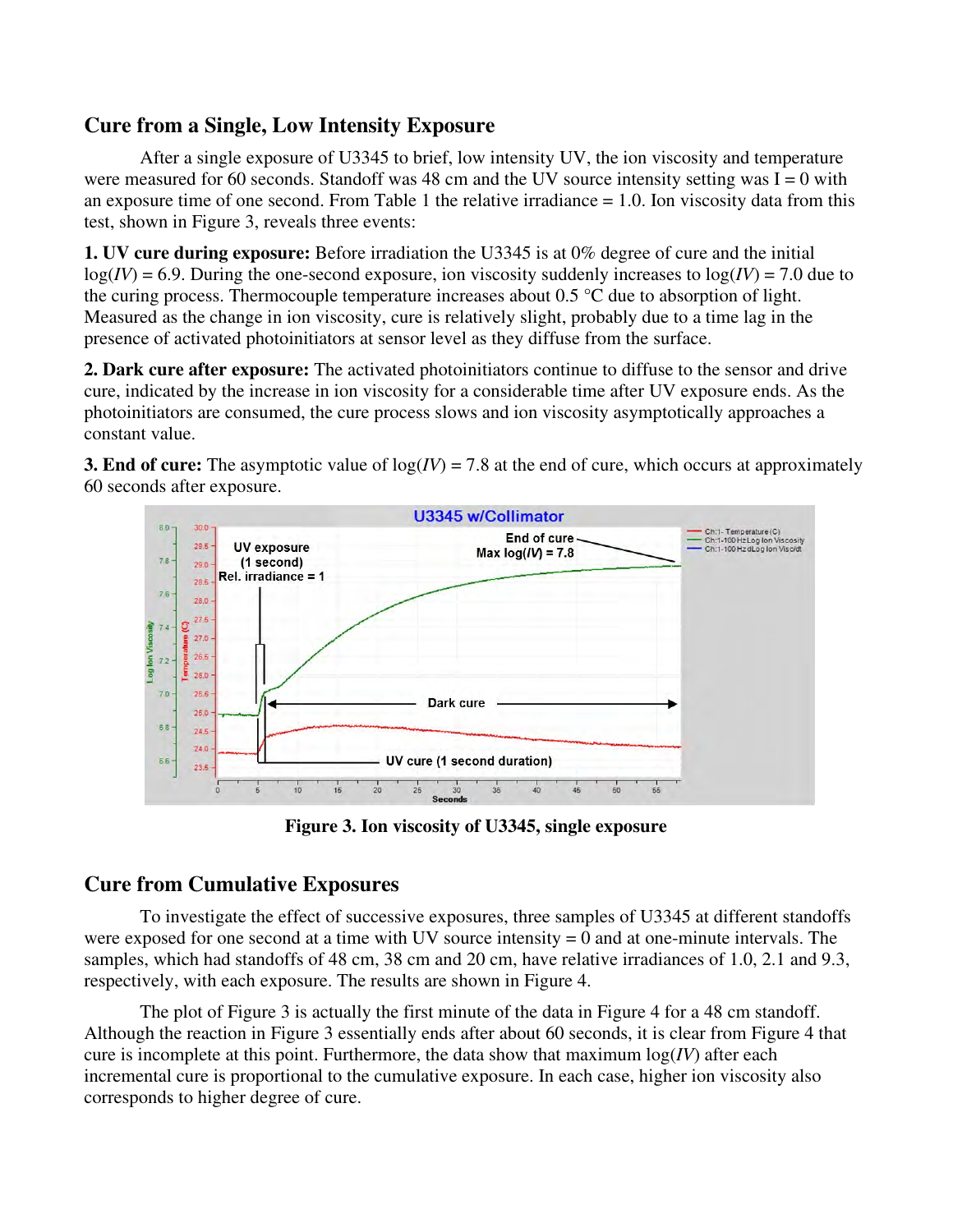## Cure from a Single, Low Intensity Exposure

After a single exposure of U3345 to brief, low intensity UV, the ion viscosity and temperature were measured for 60 seconds. Standoff was 48 cm and the UV source intensity setting was I = 0 with an exposure time of one second. From Table 1 the relative irradiance = 1.0. Ion viscosity data from this test, shown in Figure 3, reveals three events:

**1. UV cure during exposure:** Before irradiation the U3345 is at 0% degree of cure and the initial log(*IV*) = 6.9. During the one-second exposure, ion viscosity suddenly increases to log(*IV*) = 7.0 due to the curing process. Thermocouple temperature increases about 0.5 °C due to absorption of light. Measured as the change in ion viscosity, cure is relatively slight, probably due to a time lag in the presence of activated photoinitiators at sensor level as they diffuse from the surface.

**2. Dark cure after exposure:** The activated photoinitiators continue to diffuse to the sensor and drive cure, indicated by the increase in ion viscosity for a considerable time after UV exposure ends. As the photoinitiators are consumed, the cure process slows and ion viscosity asymptotically approaches a constant value.

**3. End of cure:** The asymptotic value of log(*IV*) = 7.8 at the end of cure, which occurs at approximately 60 seconds after exposure.

**Figure 3. Ion viscosity of U3345, single exposure**

## Cure from Cumulative Exposures

To investigate the effect of successive exposures, three samples of U3345 at different standoffs were exposed for one second at a time with UV source intensity = 0 and at one-minute intervals. The samples, which had standoffs of 48 cm, 38 cm and 20 cm, have relative irradiances of 1.0, 2.1 and 9.3, respectively, with each exposure. The results are shown in Figure 4.

The plot of Figure 3 is actually the first minute of the data in Figure 4 for a 48 cm standoff. Although the reaction in Figure 3 essentially ends after about 60 seconds, it is clear from Figure 4 that cure is incomplete at this point. Furthermore, the data show that maximum log(*IV*) after each incremental cure is proportional to the cumulative exposure. In each case, higher ion viscosity also corresponds to higher degree of cure.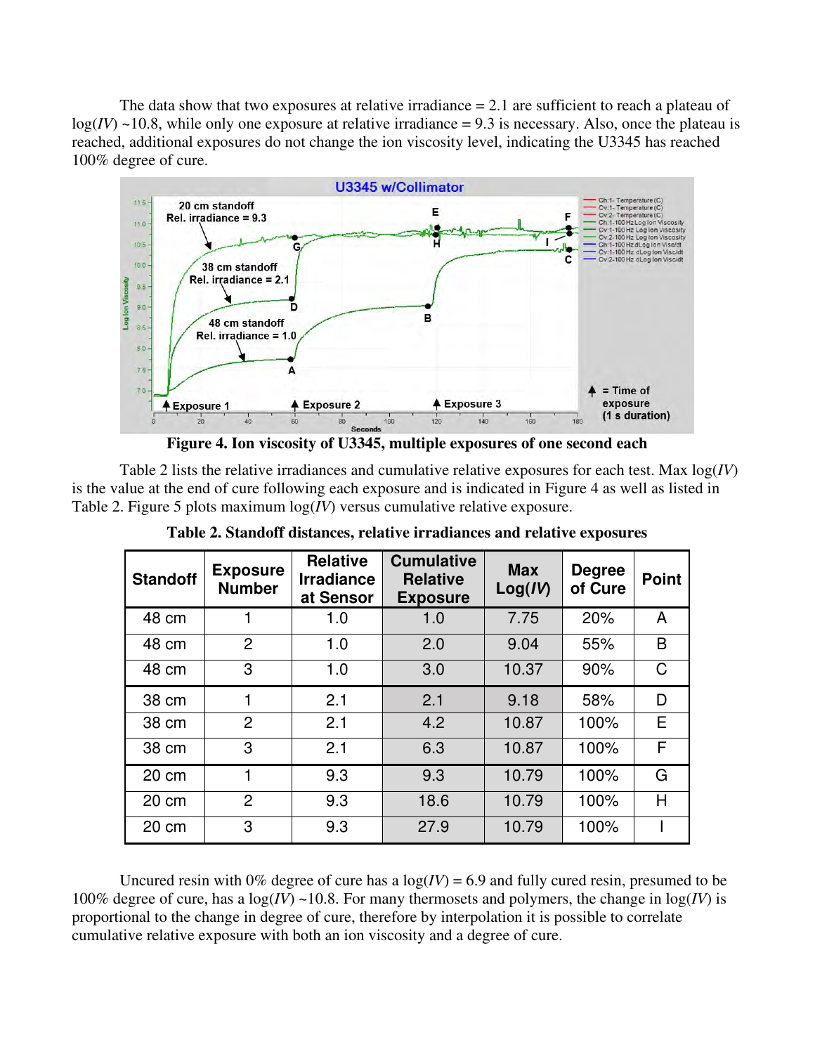The data show that two exposures at relative irradiance = 2.1 are sufficient to reach a plateau of log(*IV*) ~10.8, while only one exposure at relative irradiance = 9.3 is necessary. Also, once the plateau is reached, additional exposures do not change the ion viscosity level, indicating the U3345 has reached 100% degree of cure.

**Figure 4. Ion viscosity of U3345, multiple exposures of one second each**

Table 2 lists the relative irradiances and cumulative relative exposures for each test. Max log(*IV*) is the value at the end of cure following each exposure and is indicated in Figure 4 as well as listed in Table 2. Figure 5 plots maximum log(*IV*) versus cumulative relative exposure.

**Table 2. Standoff distances, relative irradiances and relative exposures**

| Standoff | Exposure Number | Relative Irradiance at Sensor | Cumulative Relative Exposure | Max Log(*IV*) | Degree of Cure | Point |
|---|---|---|---|---|---|---|
| 48 cm | 1 | 1.0 | 1.0 | 7.75 | 20% | A |
| 48 cm | 2 | 1.0 | 2.0 | 9.04 | 55% | B |
| 48 cm | 3 | 1.0 | 3.0 | 10.37 | 90% | C |
| 38 cm | 1 | 2.1 | 2.1 | 9.18 | 58% | D |
| 38 cm | 2 | 2.1 | 4.2 | 10.87 | 100% | E |
| 38 cm | 3 | 2.1 | 6.3 | 10.87 | 100% | F |
| 20 cm | 1 | 9.3 | 9.3 | 10.79 | 100% | G |
| 20 cm | 2 | 9.3 | 18.6 | 10.79 | 100% | H |
| 20 cm | 3 | 9.3 | 27.9 | 10.79 | 100% | I |

Uncured resin with 0% degree of cure has a log(*IV*) = 6.9 and fully cured resin, presumed to be 100% degree of cure, has a log(*IV*) ~10.8. For many thermosets and polymers, the change in log(*IV*) is proportional to the change in degree of cure, therefore by interpolation it is possible to correlate cumulative relative exposure with both an ion viscosity and a degree of cure.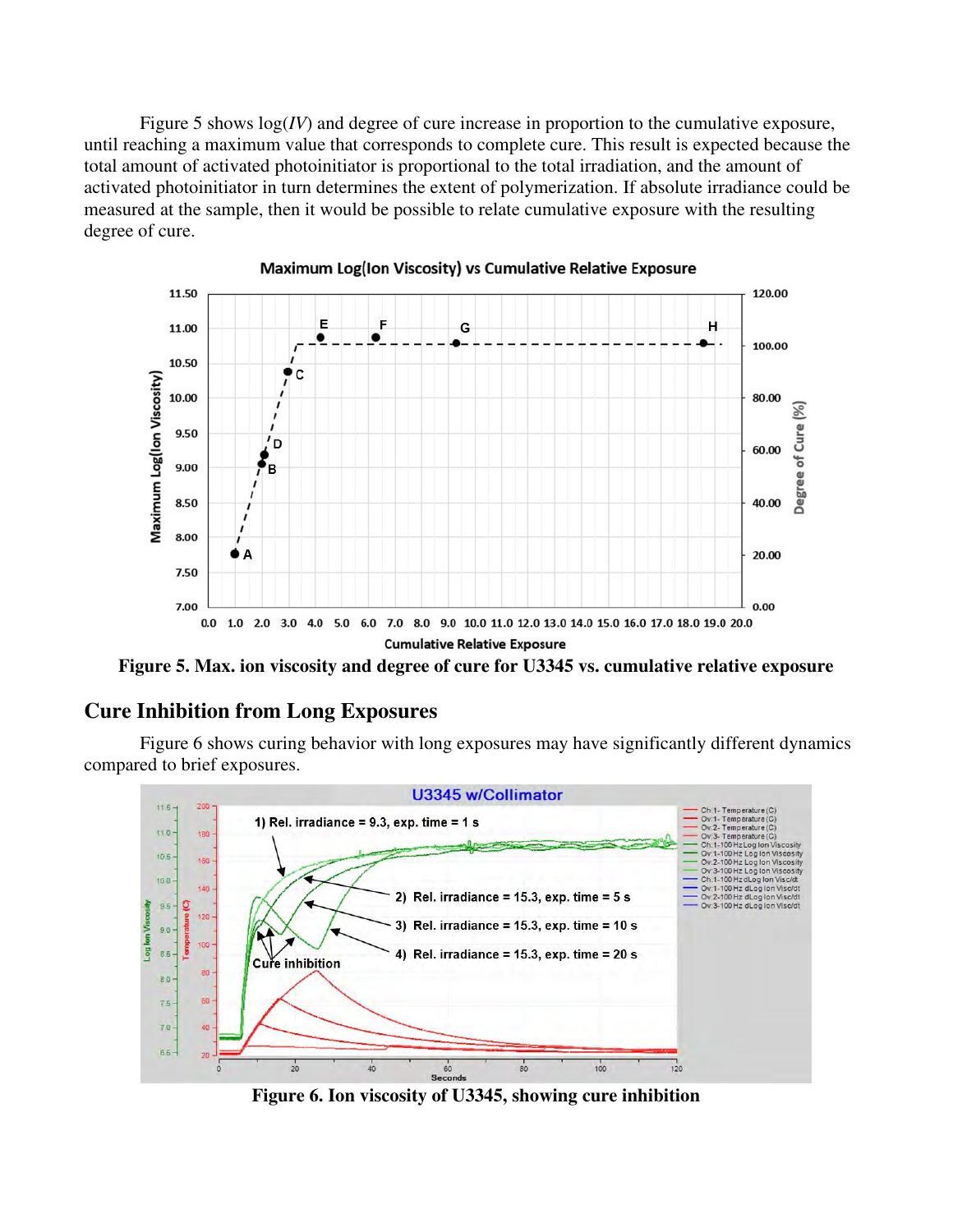Figure 5 shows log($IV$) and degree of cure increase in proportion to the cumulative exposure, until reaching a maximum value that corresponds to complete cure. This result is expected because the total amount of activated photoinitiator is proportional to the total irradiation, and the amount of activated photoinitiator in turn determines the extent of polymerization. If absolute irradiance could be measured at the sample, then it would be possible to relate cumulative exposure with the resulting degree of cure.

**Figure 5. Max. ion viscosity and degree of cure for U3345 vs. cumulative relative exposure**

## Cure Inhibition from Long Exposures

Figure 6 shows curing behavior with long exposures may have significantly different dynamics compared to brief exposures.

**Figure 6. Ion viscosity of U3345, showing cure inhibition**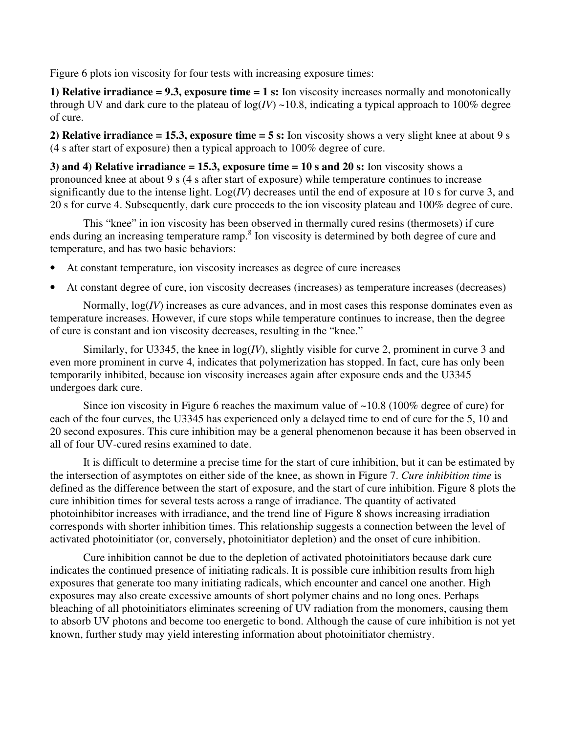Figure 6 plots ion viscosity for four tests with increasing exposure times:

**1) Relative irradiance = 9.3, exposure time = 1 s:** Ion viscosity increases normally and monotonically through UV and dark cure to the plateau of log(*IV*) ~10.8, indicating a typical approach to 100% degree of cure.

**2) Relative irradiance = 15.3, exposure time = 5 s:** Ion viscosity shows a very slight knee at about 9 s (4 s after start of exposure) then a typical approach to 100% degree of cure.

**3) and 4) Relative irradiance = 15.3, exposure time = 10 s and 20 s:** Ion viscosity shows a pronounced knee at about 9 s (4 s after start of exposure) while temperature continues to increase significantly due to the intense light. Log(*IV*) decreases until the end of exposure at 10 s for curve 3, and 20 s for curve 4. Subsequently, dark cure proceeds to the ion viscosity plateau and 100% degree of cure.

This "knee" in ion viscosity has been observed in thermally cured resins (thermosets) if cure ends during an increasing temperature ramp.[8] Ion viscosity is determined by both degree of cure and temperature, and has two basic behaviors:

- At constant temperature, ion viscosity increases as degree of cure increases
- At constant degree of cure, ion viscosity decreases (increases) as temperature increases (decreases)

Normally, log(*IV*) increases as cure advances, and in most cases this response dominates even as temperature increases. However, if cure stops while temperature continues to increase, then the degree of cure is constant and ion viscosity decreases, resulting in the "knee."

Similarly, for U3345, the knee in log(*IV*), slightly visible for curve 2, prominent in curve 3 and even more prominent in curve 4, indicates that polymerization has stopped. In fact, cure has only been temporarily inhibited, because ion viscosity increases again after exposure ends and the U3345 undergoes dark cure.

Since ion viscosity in Figure 6 reaches the maximum value of ~10.8 (100% degree of cure) for each of the four curves, the U3345 has experienced only a delayed time to end of cure for the 5, 10 and 20 second exposures. This cure inhibition may be a general phenomenon because it has been observed in all of four UV-cured resins examined to date.

It is difficult to determine a precise time for the start of cure inhibition, but it can be estimated by the intersection of asymptotes on either side of the knee, as shown in Figure 7. *Cure inhibition time* is defined as the difference between the start of exposure, and the start of cure inhibition. Figure 8 plots the cure inhibition times for several tests across a range of irradiance. The quantity of activated photoinhibitor increases with irradiance, and the trend line of Figure 8 shows increasing irradiation corresponds with shorter inhibition times. This relationship suggests a connection between the level of activated photoinitiator (or, conversely, photoinitiator depletion) and the onset of cure inhibition.

Cure inhibition cannot be due to the depletion of activated photoinitiators because dark cure indicates the continued presence of initiating radicals. It is possible cure inhibition results from high exposures that generate too many initiating radicals, which encounter and cancel one another. High exposures may also create excessive amounts of short polymer chains and no long ones. Perhaps bleaching of all photoinitiators eliminates screening of UV radiation from the monomers, causing them to absorb UV photons and become too energetic to bond. Although the cause of cure inhibition is not yet known, further study may yield interesting information about photoinitiator chemistry.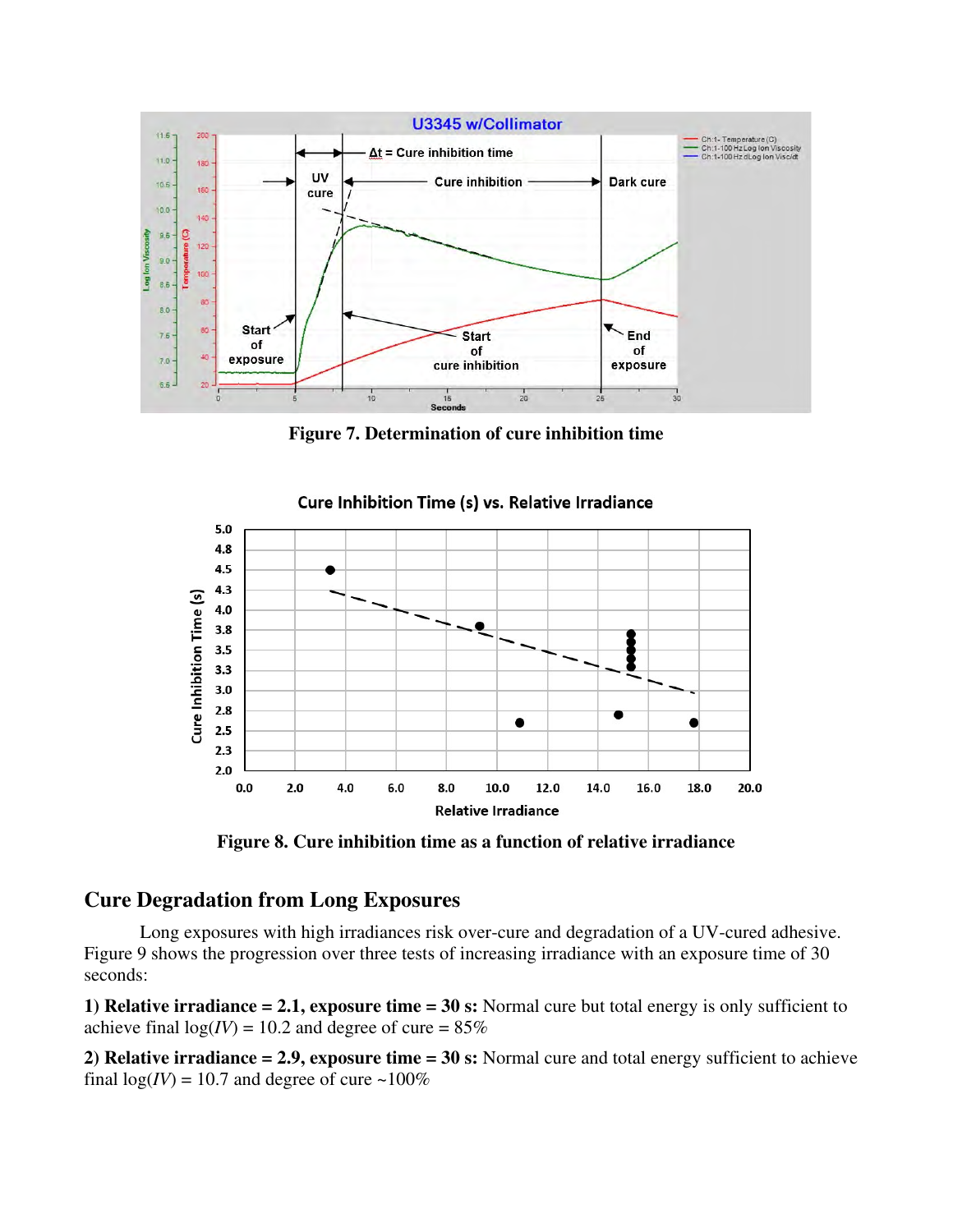Figure 7. Determination of cure inhibition time

Figure 8. Cure inhibition time as a function of relative irradiance

## Cure Degradation from Long Exposures

Long exposures with high irradiances risk over-cure and degradation of a UV-cured adhesive. Figure 9 shows the progression over three tests of increasing irradiance with an exposure time of 30 seconds:

**1) Relative irradiance = 2.1, exposure time = 30 s:** Normal cure but total energy is only sufficient to achieve final log(*IV*) = 10.2 and degree of cure = 85%

**2) Relative irradiance = 2.9, exposure time = 30 s:** Normal cure and total energy sufficient to achieve final log(*IV*) = 10.7 and degree of cure ~100%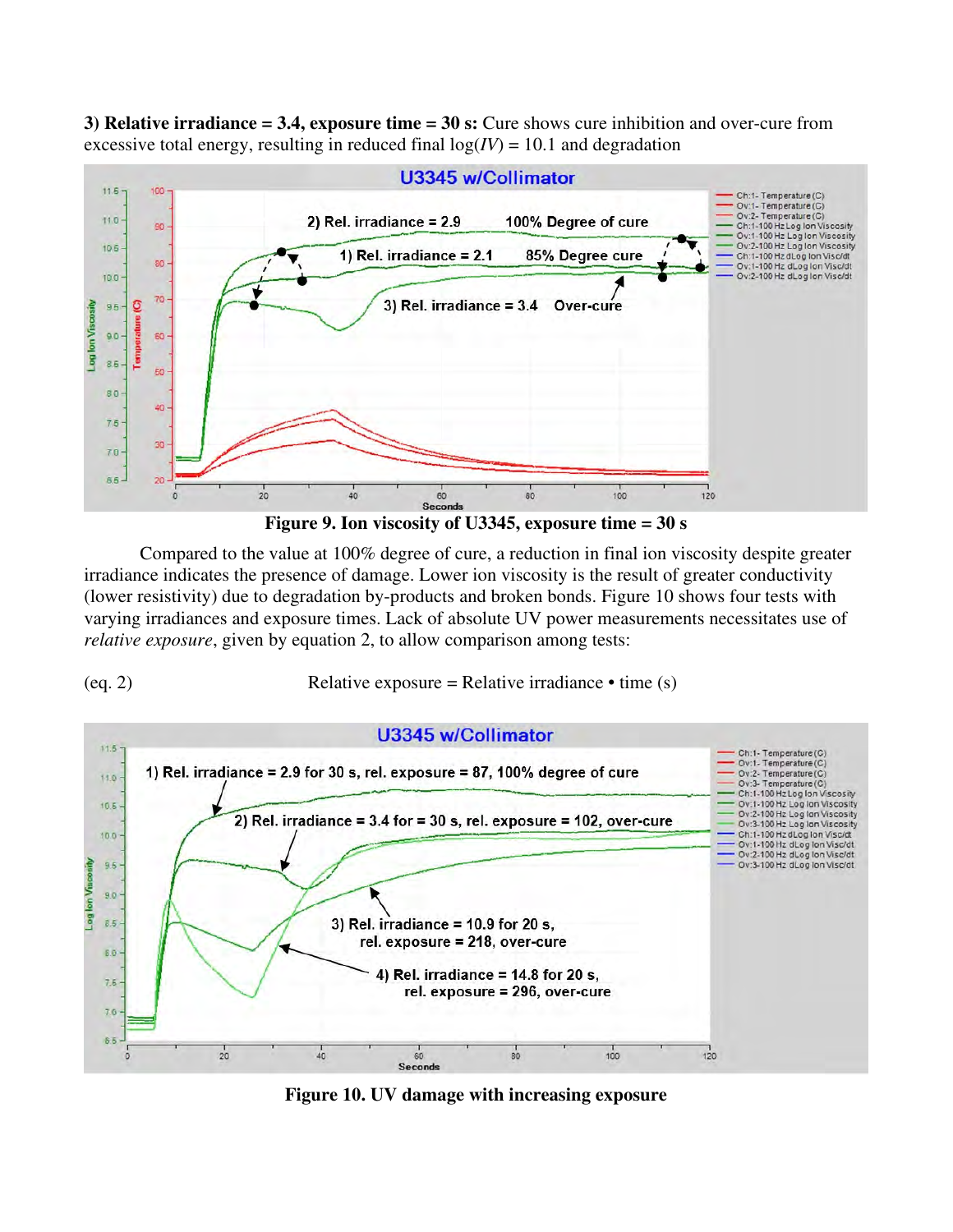**3) Relative irradiance = 3.4, exposure time = 30 s:** Cure shows cure inhibition and over-cure from excessive total energy, resulting in reduced final log($IV$) = 10.1 and degradation

**Figure 9. Ion viscosity of U3345, exposure time = 30 s**

Compared to the value at 100% degree of cure, a reduction in final ion viscosity despite greater irradiance indicates the presence of damage. Lower ion viscosity is the result of greater conductivity (lower resistivity) due to degradation by-products and broken bonds. Figure 10 shows four tests with varying irradiances and exposure times. Lack of absolute UV power measurements necessitates use of *relative exposure*, given by equation 2, to allow comparison among tests:

(eq. 2) Relative exposure = Relative irradiance • time (s)

**Figure 10. UV damage with increasing exposure**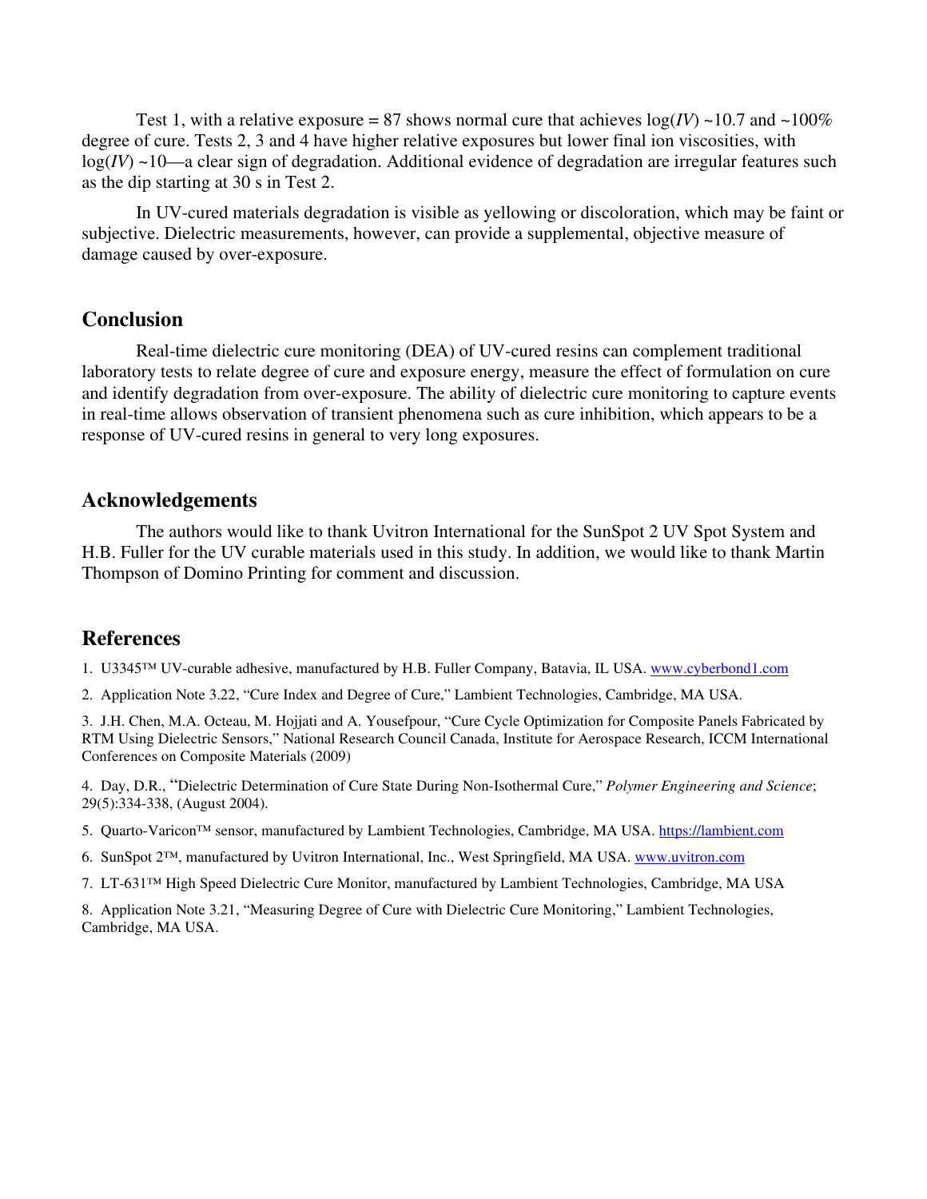Test 1, with a relative exposure = 87 shows normal cure that achieves log($IV$) ~10.7 and ~100% degree of cure. Tests 2, 3 and 4 have higher relative exposures but lower final ion viscosities, with log($IV$) ~10—a clear sign of degradation. Additional evidence of degradation are irregular features such as the dip starting at 30 s in Test 2.

In UV-cured materials degradation is visible as yellowing or discoloration, which may be faint or subjective. Dielectric measurements, however, can provide a supplemental, objective measure of damage caused by over-exposure.

## Conclusion

Real-time dielectric cure monitoring (DEA) of UV-cured resins can complement traditional laboratory tests to relate degree of cure and exposure energy, measure the effect of formulation on cure and identify degradation from over-exposure. The ability of dielectric cure monitoring to capture events in real-time allows observation of transient phenomena such as cure inhibition, which appears to be a response of UV-cured resins in general to very long exposures.

## Acknowledgements

The authors would like to thank Uvitron International for the SunSpot 2 UV Spot System and H.B. Fuller for the UV curable materials used in this study. In addition, we would like to thank Martin Thompson of Domino Printing for comment and discussion.

## References

1. U3345™ UV-curable adhesive, manufactured by H.B. Fuller Company, Batavia, IL USA. www.cyberbond1.com
2. Application Note 3.22, "Cure Index and Degree of Cure," Lambient Technologies, Cambridge, MA USA.
3. J.H. Chen, M.A. Octeau, M. Hojjati and A. Yousefpour, "Cure Cycle Optimization for Composite Panels Fabricated by RTM Using Dielectric Sensors," National Research Council Canada, Institute for Aerospace Research, ICCM International Conferences on Composite Materials (2009)
4. Day, D.R., "Dielectric Determination of Cure State During Non-Isothermal Cure," *Polymer Engineering and Science*; 29(5):334-338, (August 2004).
5. Quarto-Varicon™ sensor, manufactured by Lambient Technologies, Cambridge, MA USA. https://lambient.com
6. SunSpot 2™, manufactured by Uvitron International, Inc., West Springfield, MA USA. www.uvitron.com
7. LT-631™ High Speed Dielectric Cure Monitor, manufactured by Lambient Technologies, Cambridge, MA USA
8. Application Note 3.21, "Measuring Degree of Cure with Dielectric Cure Monitoring," Lambient Technologies, Cambridge, MA USA.